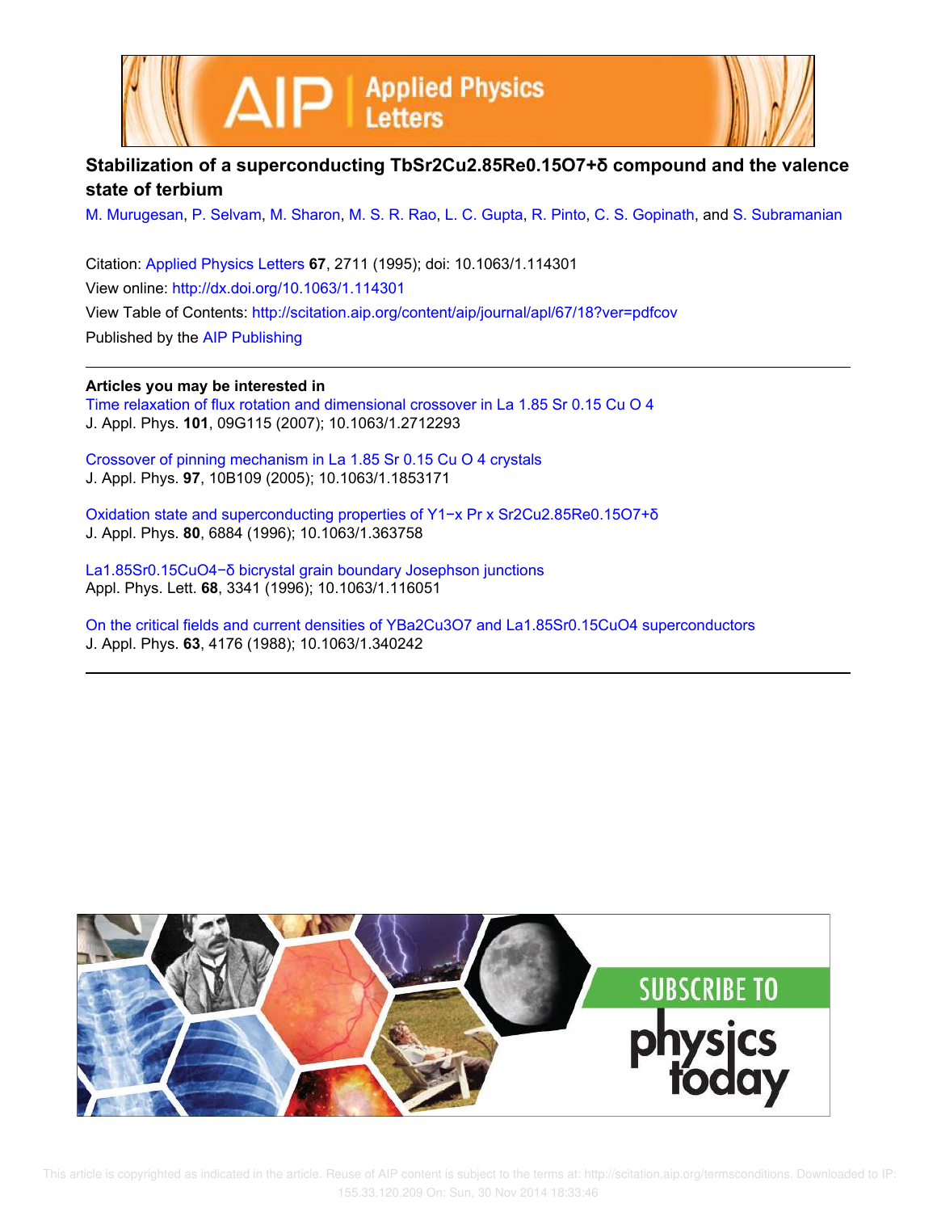# Stabilization of a superconducting $TbSr_2Cu_{2.85}Re_{0.15}O_{7+\delta}$ compound and the valence state of terbium

M. Murugesan, P. Selvam, M. Sharon, M. S. R. Rao, L. C. Gupta, R. Pinto, C. S. Gopinath, and S. Subramanian

Citation: Applied Physics Letters **67**, 2711 (1995); doi: 10.1063/1.114301

View online: http://dx.doi.org/10.1063/1.114301

View Table of Contents: http://scitation.aip.org/content/aip/journal/apl/67/18?ver=pdfcov

Published by the AIP Publishing

## Articles you may be interested in

Time relaxation of flux rotation and dimensional crossover in La 1.85 Sr 0.15 Cu O 4
J. Appl. Phys. **101**, 09G115 (2007); 10.1063/1.2712293

Crossover of pinning mechanism in La 1.85 Sr 0.15 Cu O 4 crystals
J. Appl. Phys. **97**, 10B109 (2005); 10.1063/1.1853171

Oxidation state and superconducting properties of Y1−x Pr x Sr2Cu2.85Re0.15O7+δ
J. Appl. Phys. **80**, 6884 (1996); 10.1063/1.363758

La1.85Sr0.15CuO4−δ bicrystal grain boundary Josephson junctions
Appl. Phys. Lett. **68**, 3341 (1996); 10.1063/1.116051

On the critical fields and current densities of YBa2Cu3O7 and La1.85Sr0.15CuO4 superconductors
J. Appl. Phys. **63**, 4176 (1988); 10.1063/1.340242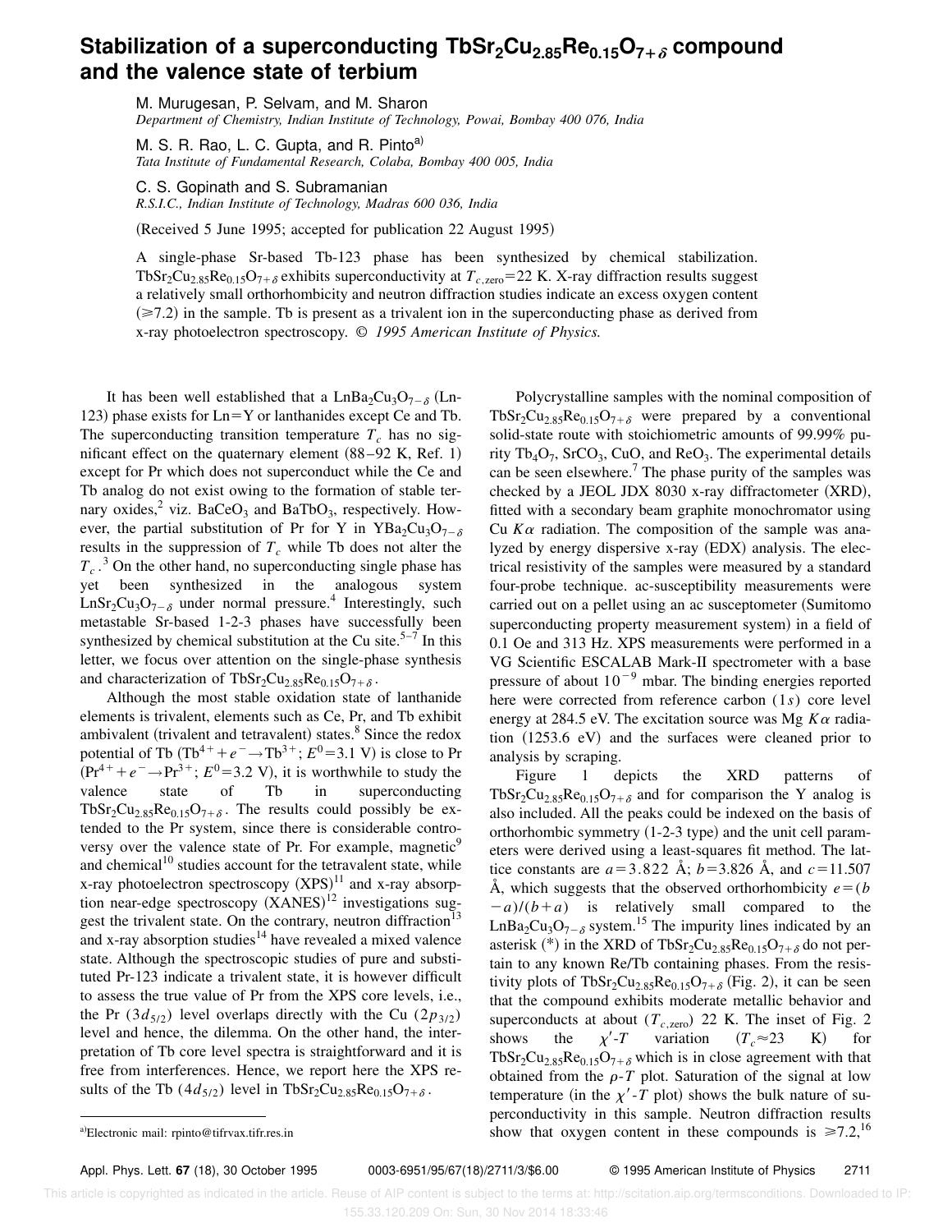# Stabilization of a superconducting $TbSr_2Cu_{2.85}Re_{0.15}O_{7+\delta}$ compound and the valence state of terbium

M. Murugesan, P. Selvam, and M. Sharon
*Department of Chemistry, Indian Institute of Technology, Powai, Bombay 400 076, India*

M. S. R. Rao, L. C. Gupta, and R. Pinto[a)]
*Tata Institute of Fundamental Research, Colaba, Bombay 400 005, India*

C. S. Gopinath and S. Subramanian
*R.S.I.C., Indian Institute of Technology, Madras 600 036, India*

(Received 5 June 1995; accepted for publication 22 August 1995)

A single-phase Sr-based Tb-123 phase has been synthesized by chemical stabilization. $TbSr_2Cu_{2.85}Re_{0.15}O_{7+\delta}$ exhibits superconductivity at $T_{c,\text{zero}}=22$ K. X-ray diffraction results suggest a relatively small orthorhombicity and neutron diffraction studies indicate an excess oxygen content ($\geq 7.2$) in the sample. Tb is present as a trivalent ion in the superconducting phase as derived from x-ray photoelectron spectroscopy. © *1995 American Institute of Physics.*

It has been well established that a $LnBa_2Cu_3O_{7-\delta}$ (Ln-123) phase exists for Ln=Y or lanthanides except Ce and Tb. The superconducting transition temperature $T_c$ has no significant effect on the quaternary element (88–92 K, Ref. 1) except for Pr which does not superconduct while the Ce and Tb analog do not exist owing to the formation of stable ternary oxides,[2] viz. $BaCeO_3$ and $BaTbO_3$, respectively. However, the partial substitution of Pr for Y in $YBa_2Cu_3O_{7-\delta}$ results in the suppression of $T_c$ while Tb does not alter the $T_c$.[3] On the other hand, no superconducting single phase has yet been synthesized in the analogous system $LnSr_2Cu_3O_{7-\delta}$ under normal pressure.[4] Interestingly, such metastable Sr-based 1-2-3 phases have successfully been synthesized by chemical substitution at the Cu site.[5–7] In this letter, we focus over attention on the single-phase synthesis and characterization of $TbSr_2Cu_{2.85}Re_{0.15}O_{7+\delta}$.

Although the most stable oxidation state of lanthanide elements is trivalent, elements such as Ce, Pr, and Tb exhibit ambivalent (trivalent and tetravalent) states.[8] Since the redox potential of Tb ($Tb^{4+}+e^-\rightarrow Tb^{3+}$; $E^0=3.1$ V) is close to Pr ($Pr^{4+}+e^-\rightarrow Pr^{3+}$; $E^0=3.2$ V), it is worthwhile to study the valence state of Tb in superconducting $TbSr_2Cu_{2.85}Re_{0.15}O_{7+\delta}$. The results could possibly be extended to the Pr system, since there is considerable controversy over the valence state of Pr. For example, magnetic[9] and chemical[10] studies account for the tetravalent state, while x-ray photoelectron spectroscopy (XPS)[11] and x-ray absorption near-edge spectroscopy (XANES)[12] investigations suggest the trivalent state. On the contrary, neutron diffraction[13] and x-ray absorption studies[14] have revealed a mixed valence state. Although the spectroscopic studies of pure and substituted Pr-123 indicate a trivalent state, it is however difficult to assess the true value of Pr from the XPS core levels, i.e., the Pr ($3d_{5/2}$) level overlaps directly with the Cu ($2p_{3/2}$) level and hence, the dilemma. On the other hand, the interpretation of Tb core level spectra is straightforward and it is free from interferences. Hence, we report here the XPS results of the Tb ($4d_{5/2}$) level in $TbSr_2Cu_{2.85}Re_{0.15}O_{7+\delta}$.

Polycrystalline samples with the nominal composition of $TbSr_2Cu_{2.85}Re_{0.15}O_{7+\delta}$ were prepared by a conventional solid-state route with stoichiometric amounts of 99.99% purity $Tb_4O_7$, $SrCO_3$, CuO, and $ReO_3$. The experimental details can be seen elsewhere.[7] The phase purity of the samples was checked by a JEOL JDX 8030 x-ray diffractometer (XRD), fitted with a secondary beam graphite monochromator using Cu $K\alpha$ radiation. The composition of the sample was analyzed by energy dispersive x-ray (EDX) analysis. The electrical resistivity of the samples were measured by a standard four-probe technique. ac-susceptibility measurements were carried out on a pellet using an ac susceptometer (Sumitomo superconducting property measurement system) in a field of 0.1 Oe and 313 Hz. XPS measurements were performed in a VG Scientific ESCALAB Mark-II spectrometer with a base pressure of about $10^{-9}$ mbar. The binding energies reported here were corrected from reference carbon ($1s$) core level energy at 284.5 eV. The excitation source was Mg $K\alpha$ radiation (1253.6 eV) and the surfaces were cleaned prior to analysis by scraping.

Figure 1 depicts the XRD patterns of $TbSr_2Cu_{2.85}Re_{0.15}O_{7+\delta}$ and for comparison the Y analog is also included. All the peaks could be indexed on the basis of orthorhombic symmetry (1-2-3 type) and the unit cell parameters were derived using a least-squares fit method. The lattice constants are $a=3.822$ Å; $b=3.826$ Å, and $c=11.507$ Å, which suggests that the observed orthorhombicity $e=(b-a)/(b+a)$ is relatively small compared to the $LnBa_2Cu_3O_{7-\delta}$ system.[15] The impurity lines indicated by an asterisk (*) in the XRD of $TbSr_2Cu_{2.85}Re_{0.15}O_{7+\delta}$ do not pertain to any known Re/Tb containing phases. From the resistivity plots of $TbSr_2Cu_{2.85}Re_{0.15}O_{7+\delta}$ (Fig. 2), it can be seen that the compound exhibits moderate metallic behavior and superconducts at about ($T_{c,\text{zero}}$) 22 K. The inset of Fig. 2 shows the $\chi'$-$T$ variation ($T_c\approx 23$ K) for $TbSr_2Cu_{2.85}Re_{0.15}O_{7+\delta}$ which is in close agreement with that obtained from the $\rho$-$T$ plot. Saturation of the signal at low temperature (in the $\chi'$-$T$ plot) shows the bulk nature of superconductivity in this sample. Neutron diffraction results show that oxygen content in these compounds is $\geq 7.2$,[16]

a)Electronic mail: rpinto@tifrvax.tifr.res.in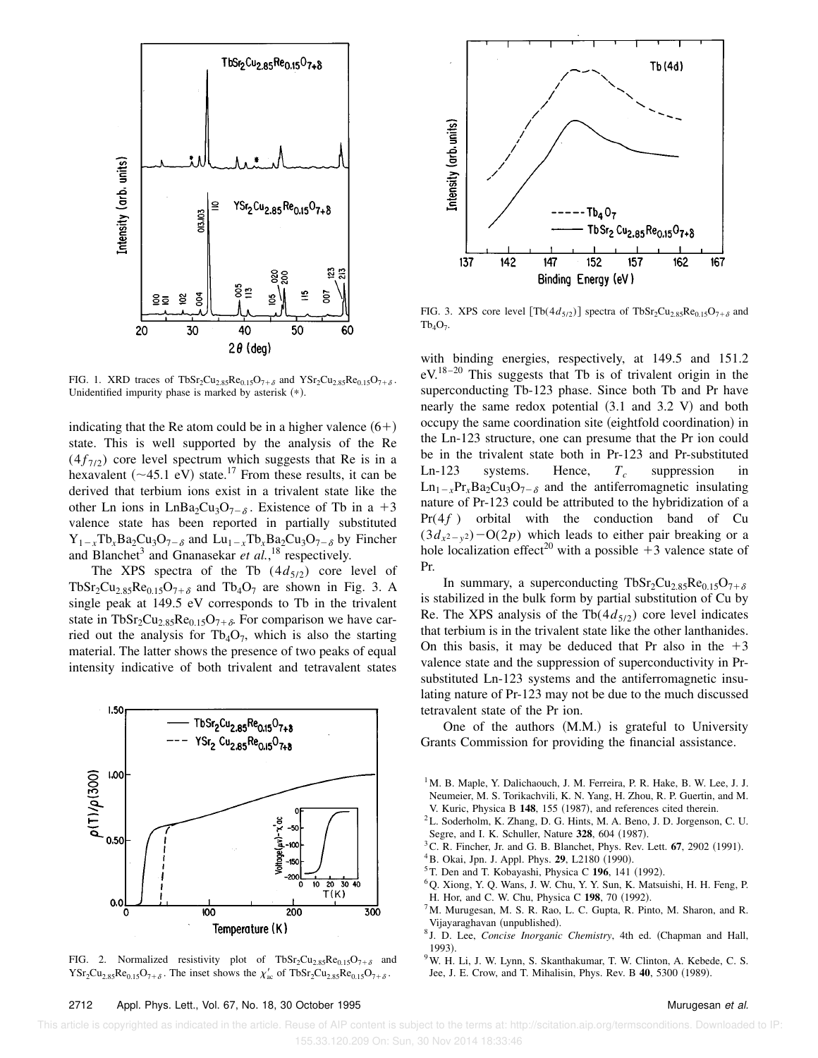FIG. 1. XRD traces of $TbSr_2Cu_{2.85}Re_{0.15}O_{7+\delta}$ and $YSr_2Cu_{2.85}Re_{0.15}O_{7+\delta}$. Unidentified impurity phase is marked by asterisk (*).

indicating that the Re atom could be in a higher valence (6+) state. This is well supported by the analysis of the Re $(4f_{7/2})$ core level spectrum which suggests that Re is in a hexavalent (~45.1 eV) state.[17] From these results, it can be derived that terbium ions exist in a trivalent state like the other Ln ions in $LnBa_2Cu_3O_{7-\delta}$. Existence of Tb in a +3 valence state has been reported in partially substituted $Y_{1-x}Tb_xBa_2Cu_3O_{7-\delta}$ and $Lu_{1-x}Tb_xBa_2Cu_3O_{7-\delta}$ by Fincher and Blanchet[3] and Gnanasekar *et al.*,[18] respectively.

The XPS spectra of the Tb $(4d_{5/2})$ core level of $TbSr_2Cu_{2.85}Re_{0.15}O_{7+\delta}$ and $Tb_4O_7$ are shown in Fig. 3. A single peak at 149.5 eV corresponds to Tb in the trivalent state in $TbSr_2Cu_{2.85}Re_{0.15}O_{7+\delta}$. For comparison we have carried out the analysis for $Tb_4O_7$, which is also the starting material. The latter shows the presence of two peaks of equal intensity indicative of both trivalent and tetravalent states

FIG. 2. Normalized resistivity plot of $TbSr_2Cu_{2.85}Re_{0.15}O_{7+\delta}$ and $YSr_2Cu_{2.85}Re_{0.15}O_{7+\delta}$. The inset shows the $\chi'_{ac}$ of $TbSr_2Cu_{2.85}Re_{0.15}O_{7+\delta}$.

FIG. 3. XPS core level $[Tb(4d_{5/2})]$ spectra of $TbSr_2Cu_{2.85}Re_{0.15}O_{7+\delta}$ and $Tb_4O_7$.

with binding energies, respectively, at 149.5 and 151.2 eV.[18–20] This suggests that Tb is of trivalent origin in the superconducting Tb-123 phase. Since both Tb and Pr have nearly the same redox potential (3.1 and 3.2 V) and both occupy the same coordination site (eightfold coordination) in the Ln-123 structure, one can presume that the Pr ion could be in the trivalent state both in Pr-123 and Pr-substituted Ln-123 systems. Hence, $T_c$ suppression in $Ln_{1-x}Pr_xBa_2Cu_3O_{7-\delta}$ and the antiferromagnetic insulating nature of Pr-123 could be attributed to the hybridization of a Pr(4$f$) orbital with the conduction band of Cu $(3d_{x^2-y^2})$–O(2$p$) which leads to either pair breaking or a hole localization effect[20] with a possible +3 valence state of Pr.

In summary, a superconducting $TbSr_2Cu_{2.85}Re_{0.15}O_{7+\delta}$ is stabilized in the bulk form by partial substitution of Cu by Re. The XPS analysis of the $Tb(4d_{5/2})$ core level indicates that terbium is in the trivalent state like the other lanthanides. On this basis, it may be deduced that Pr also in the +3 valence state and the suppression of superconductivity in Pr-substituted Ln-123 systems and the antiferromagnetic insulating nature of Pr-123 may not be due to the much discussed tetravalent state of the Pr ion.

One of the authors (M.M.) is grateful to University Grants Commission for providing the financial assistance.

[1] M. B. Maple, Y. Dalichaouch, J. M. Ferreira, P. R. Hake, B. W. Lee, J. J. Neumeier, M. S. Torikachvili, K. N. Yang, H. Zhou, R. P. Guertin, and M. V. Kuric, Physica B **148**, 155 (1987), and references cited therein.

[2] L. Soderholm, K. Zhang, D. G. Hints, M. A. Beno, J. D. Jorgenson, C. U. Segre, and I. K. Schuller, Nature **328**, 604 (1987).

[3] C. R. Fincher, Jr. and G. B. Blanchet, Phys. Rev. Lett. **67**, 2902 (1991).

[4] B. Okai, Jpn. J. Appl. Phys. **29**, L2180 (1990).

[5] T. Den and T. Kobayashi, Physica C **196**, 141 (1992).

[6] Q. Xiong, Y. Q. Wans, J. W. Chu, Y. Y. Sun, K. Matsuishi, H. H. Feng, P. H. Hor, and C. W. Chu, Physica C **198**, 70 (1992).

[7] M. Murugesan, M. S. R. Rao, L. C. Gupta, R. Pinto, M. Sharon, and R. Vijayaraghavan (unpublished).

[8] J. D. Lee, *Concise Inorganic Chemistry*, 4th ed. (Chapman and Hall, 1993).

[9] W. H. Li, J. W. Lynn, S. Skanthakumar, T. W. Clinton, A. Kebede, C. S. Jee, J. E. Crow, and T. Mihalisin, Phys. Rev. B **40**, 5300 (1989).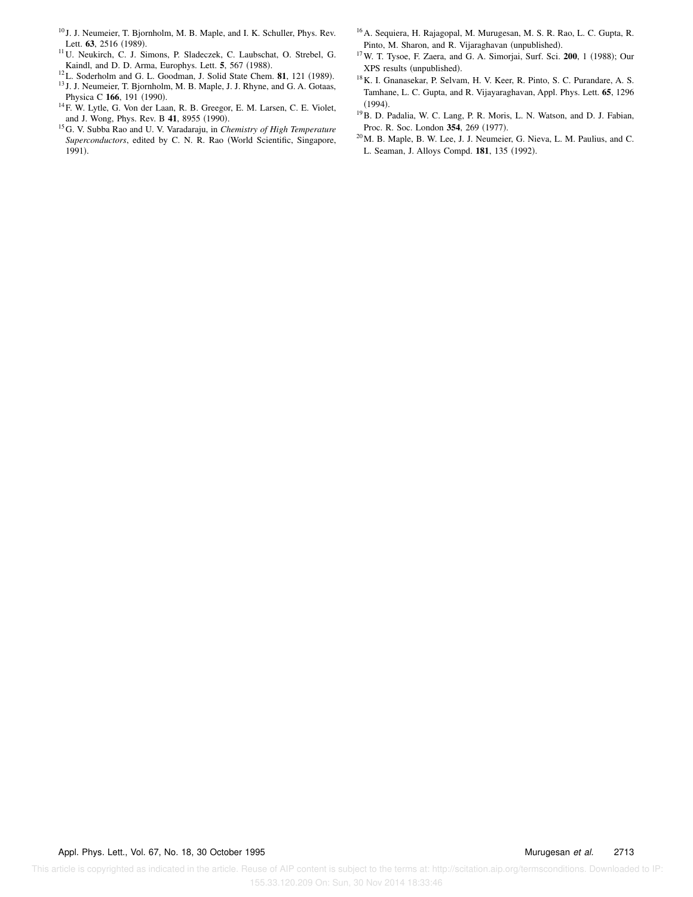[10] J. J. Neumeier, T. Bjornholm, M. B. Maple, and I. K. Schuller, Phys. Rev. Lett. **63**, 2516 (1989).

[11] U. Neukirch, C. J. Simons, P. Sladeczek, C. Laubschat, O. Strebel, G. Kaindl, and D. D. Arma, Europhys. Lett. **5**, 567 (1988).

[12] L. Soderholm and G. L. Goodman, J. Solid State Chem. **81**, 121 (1989).

[13] J. J. Neumeier, T. Bjornholm, M. B. Maple, J. J. Rhyne, and G. A. Gotaas, Physica C **166**, 191 (1990).

[14] F. W. Lytle, G. Von der Laan, R. B. Greegor, E. M. Larsen, C. E. Violet, and J. Wong, Phys. Rev. B **41**, 8955 (1990).

[15] G. V. Subba Rao and U. V. Varadaraju, in *Chemistry of High Temperature Superconductors*, edited by C. N. R. Rao (World Scientific, Singapore, 1991).

[16] A. Sequiera, H. Rajagopal, M. Murugesan, M. S. R. Rao, L. C. Gupta, R. Pinto, M. Sharon, and R. Vijaraghavan (unpublished).

[17] W. T. Tysoe, F. Zaera, and G. A. Simorjai, Surf. Sci. **200**, 1 (1988); Our XPS results (unpublished).

[18] K. I. Gnanasekar, P. Selvam, H. V. Keer, R. Pinto, S. C. Purandare, A. S. Tamhane, L. C. Gupta, and R. Vijayaraghavan, Appl. Phys. Lett. **65**, 1296 (1994).

[19] B. D. Padalia, W. C. Lang, P. R. Moris, L. N. Watson, and D. J. Fabian, Proc. R. Soc. London **354**, 269 (1977).

[20] M. B. Maple, B. W. Lee, J. J. Neumeier, G. Nieva, L. M. Paulius, and C. L. Seaman, J. Alloys Compd. **181**, 135 (1992).